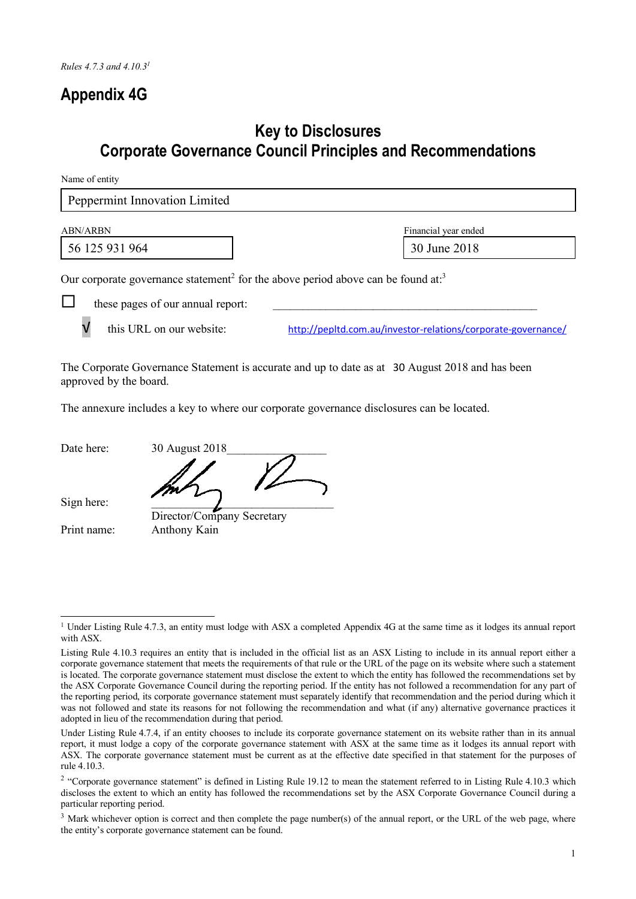*Rules 4.7.3 and 4.10.3*[1]

# Appendix 4G

## Key to Disclosures
## Corporate Governance Council Principles and Recommendations

Name of entity

| Peppermint Innovation Limited |
|---|

| ABN/ARBN | Financial year ended |
|---|---|
| 56 125 931 964 | 30 June 2018 |

Our corporate governance statement[2] for the above period above can be found at:[3]

☐ these pages of our annual report: ______________________________

√ this URL on our website: http://pepltd.com.au/investor-relations/corporate-governance/

The Corporate Governance Statement is accurate and up to date as at 30 August 2018 and has been approved by the board.

The annexure includes a key to where our corporate governance disclosures can be located.

Date here: 30 August 2018

Sign here: ______________________________
Director/Company Secretary

Print name: Anthony Kain

---

[1] Under Listing Rule 4.7.3, an entity must lodge with ASX a completed Appendix 4G at the same time as it lodges its annual report with ASX.

Listing Rule 4.10.3 requires an entity that is included in the official list as an ASX Listing to include in its annual report either a corporate governance statement that meets the requirements of that rule or the URL of the page on its website where such a statement is located. The corporate governance statement must disclose the extent to which the entity has followed the recommendations set by the ASX Corporate Governance Council during the reporting period. If the entity has not followed a recommendation for any part of the reporting period, its corporate governance statement must separately identify that recommendation and the period during which it was not followed and state its reasons for not following the recommendation and what (if any) alternative governance practices it adopted in lieu of the recommendation during that period.

Under Listing Rule 4.7.4, if an entity chooses to include its corporate governance statement on its website rather than in its annual report, it must lodge a copy of the corporate governance statement with ASX at the same time as it lodges its annual report with ASX. The corporate governance statement must be current as at the effective date specified in that statement for the purposes of rule 4.10.3.

[2] "Corporate governance statement" is defined in Listing Rule 19.12 to mean the statement referred to in Listing Rule 4.10.3 which discloses the extent to which an entity has followed the recommendations set by the ASX Corporate Governance Council during a particular reporting period.

[3] Mark whichever option is correct and then complete the page number(s) of the annual report, or the URL of the web page, where the entity's corporate governance statement can be found.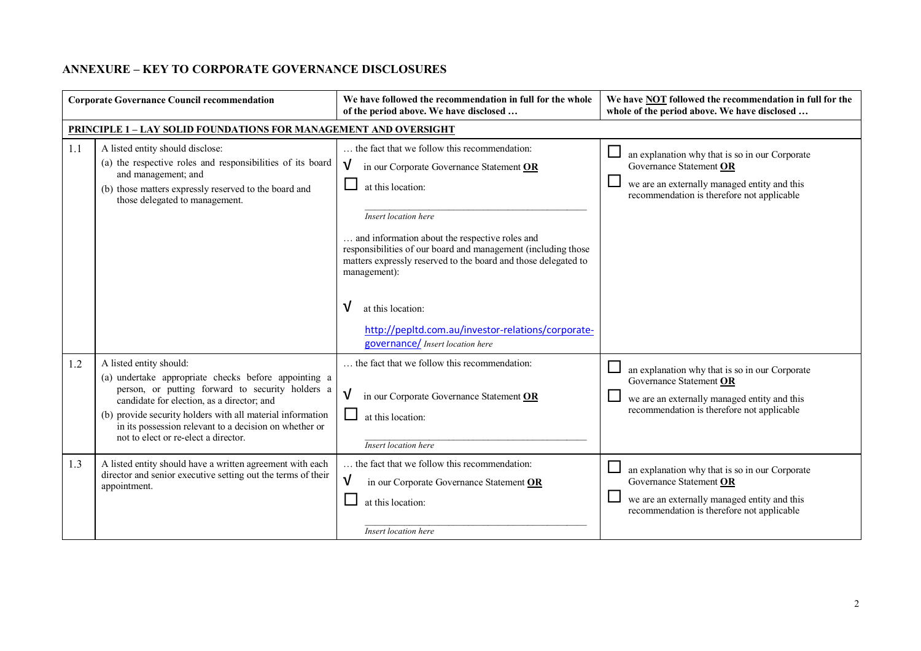## ANNEXURE – KEY TO CORPORATE GOVERNANCE DISCLOSURES

| | Corporate Governance Council recommendation | We have followed the recommendation in full for the whole of the period above. We have disclosed … | We have **NOT** followed the recommendation in full for the whole of the period above. We have disclosed … |
|---|---|---|---|
| **PRINCIPLE 1 – LAY SOLID FOUNDATIONS FOR MANAGEMENT AND OVERSIGHT** | | | |
| 1.1 | A listed entity should disclose:<br>(a) the respective roles and responsibilities of its board and management; and<br>(b) those matters expressly reserved to the board and those delegated to management. | … the fact that we follow this recommendation:<br>√ in our Corporate Governance Statement **OR**<br>☐ at this location:<br>*Insert location here*<br>… and information about the respective roles and responsibilities of our board and management (including those matters expressly reserved to the board and those delegated to management):<br>√ at this location:<br>http://pepltd.com.au/investor-relations/corporate-governance/ *Insert location here* | ☐ an explanation why that is so in our Corporate Governance Statement **OR**<br>☐ we are an externally managed entity and this recommendation is therefore not applicable |
| 1.2 | A listed entity should:<br>(a) undertake appropriate checks before appointing a person, or putting forward to security holders a candidate for election, as a director; and<br>(b) provide security holders with all material information in its possession relevant to a decision on whether or not to elect or re-elect a director. | … the fact that we follow this recommendation:<br>√ in our Corporate Governance Statement **OR**<br>☐ at this location:<br>*Insert location here* | ☐ an explanation why that is so in our Corporate Governance Statement **OR**<br>☐ we are an externally managed entity and this recommendation is therefore not applicable |
| 1.3 | A listed entity should have a written agreement with each director and senior executive setting out the terms of their appointment. | … the fact that we follow this recommendation:<br>√ in our Corporate Governance Statement **OR**<br>☐ at this location:<br>*Insert location here* | ☐ an explanation why that is so in our Corporate Governance Statement **OR**<br>☐ we are an externally managed entity and this recommendation is therefore not applicable |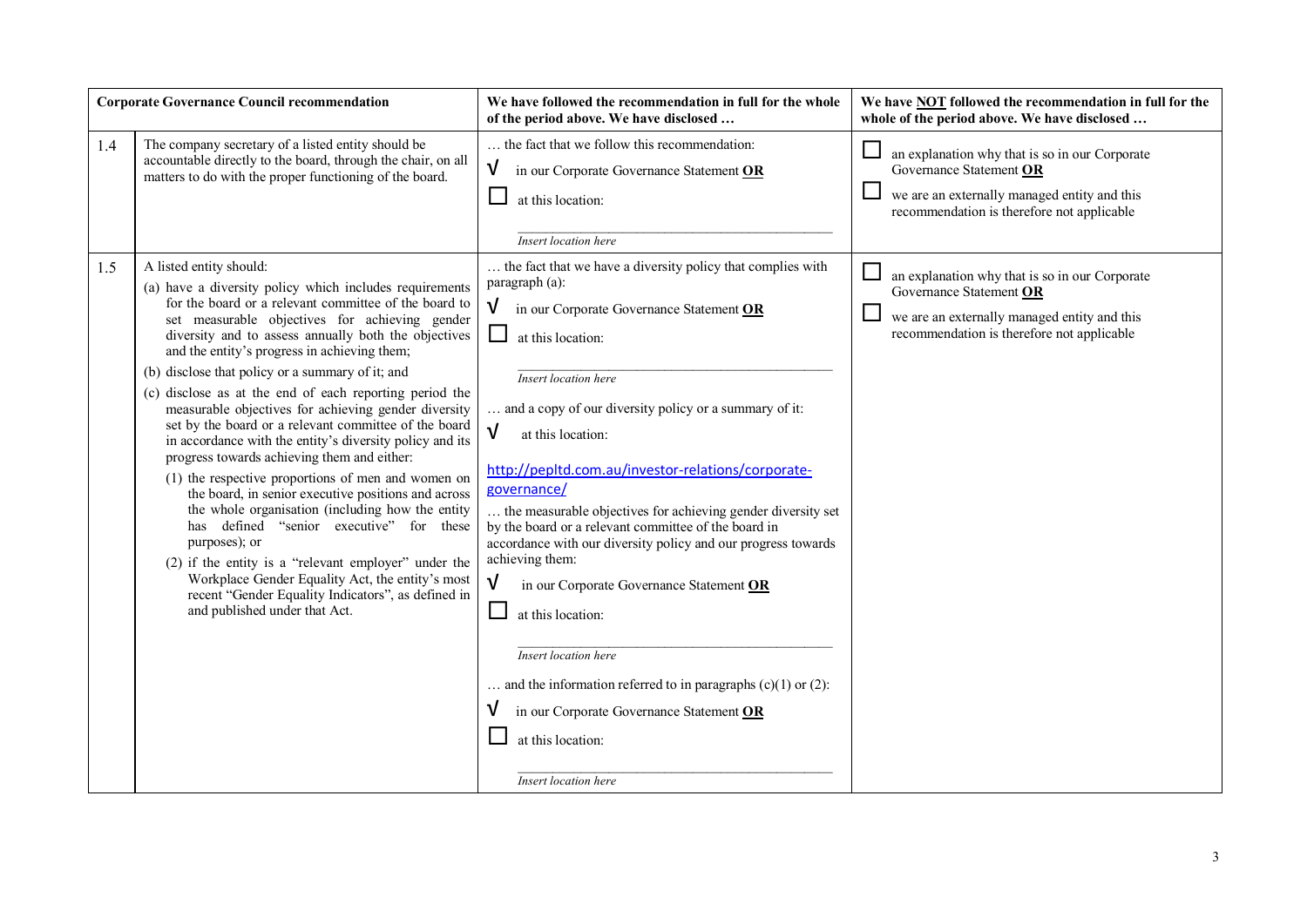| Corporate Governance Council recommendation | | We have followed the recommendation in full for the whole of the period above. We have disclosed … | We have NOT followed the recommendation in full for the whole of the period above. We have disclosed … |
|---|---|---|---|
| 1.4 | The company secretary of a listed entity should be accountable directly to the board, through the chair, on all matters to do with the proper functioning of the board. | … the fact that we follow this recommendation:<br>√ in our Corporate Governance Statement **OR**<br>☐ at this location:<br>*Insert location here* | ☐ an explanation why that is so in our Corporate Governance Statement **OR**<br>☐ we are an externally managed entity and this recommendation is therefore not applicable |
| 1.5 | A listed entity should:<br>(a) have a diversity policy which includes requirements for the board or a relevant committee of the board to set measurable objectives for achieving gender diversity and to assess annually both the objectives and the entity's progress in achieving them;<br>(b) disclose that policy or a summary of it; and<br>(c) disclose as at the end of each reporting period the measurable objectives for achieving gender diversity set by the board or a relevant committee of the board in accordance with the entity's diversity policy and its progress towards achieving them and either:<br>(1) the respective proportions of men and women on the board, in senior executive positions and across the whole organisation (including how the entity has defined "senior executive" for these purposes); or<br>(2) if the entity is a "relevant employer" under the Workplace Gender Equality Act, the entity's most recent "Gender Equality Indicators", as defined in and published under that Act. | … the fact that we have a diversity policy that complies with paragraph (a):<br>√ in our Corporate Governance Statement **OR**<br>☐ at this location:<br>*Insert location here*<br>… and a copy of our diversity policy or a summary of it:<br>√ at this location:<br>http://pepltd.com.au/investor-relations/corporate-governance/<br>… the measurable objectives for achieving gender diversity set by the board or a relevant committee of the board in accordance with our diversity policy and our progress towards achieving them:<br>√ in our Corporate Governance Statement **OR**<br>☐ at this location:<br>*Insert location here*<br>… and the information referred to in paragraphs (c)(1) or (2):<br>√ in our Corporate Governance Statement **OR**<br>☐ at this location:<br>*Insert location here* | ☐ an explanation why that is so in our Corporate Governance Statement **OR**<br>☐ we are an externally managed entity and this recommendation is therefore not applicable |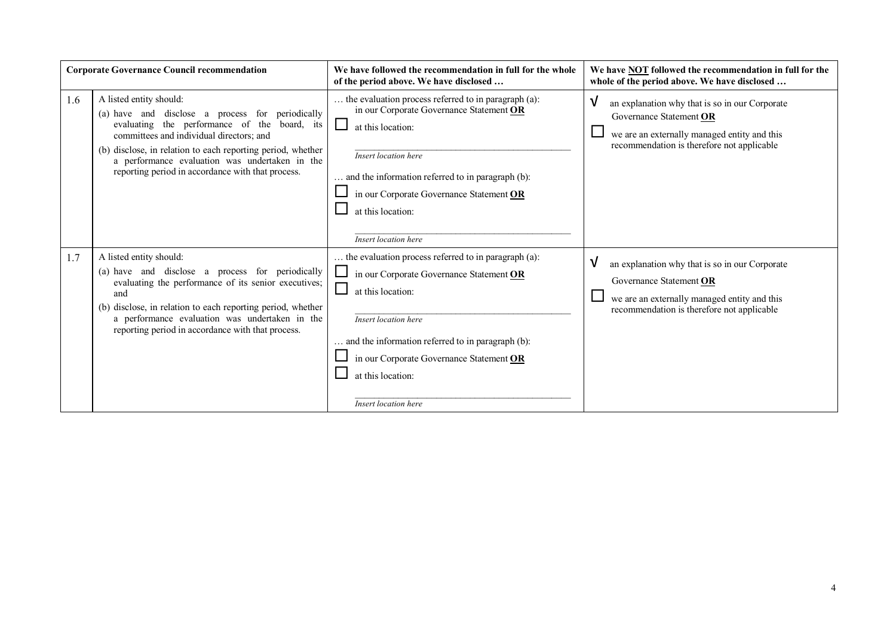| | Corporate Governance Council recommendation | We have followed the recommendation in full for the whole of the period above. We have disclosed … | We have NOT followed the recommendation in full for the whole of the period above. We have disclosed … |
|---|---|---|---|
| 1.6 | A listed entity should:<br>(a) have and disclose a process for periodically evaluating the performance of the board, its committees and individual directors; and<br>(b) disclose, in relation to each reporting period, whether a performance evaluation was undertaken in the reporting period in accordance with that process. | … the evaluation process referred to in paragraph (a):<br>in our Corporate Governance Statement **OR**<br>☐ at this location:<br>\_\_\_\_\_\_\_\_\_\_\_\_\_\_\_\_\_\_\_\_<br>*Insert location here*<br>… and the information referred to in paragraph (b):<br>☐ in our Corporate Governance Statement **OR**<br>☐ at this location:<br>\_\_\_\_\_\_\_\_\_\_\_\_\_\_\_\_\_\_\_\_<br>*Insert location here* | √ an explanation why that is so in our Corporate Governance Statement **OR**<br>☐ we are an externally managed entity and this recommendation is therefore not applicable |
| 1.7 | A listed entity should:<br>(a) have and disclose a process for periodically evaluating the performance of its senior executives; and<br>(b) disclose, in relation to each reporting period, whether a performance evaluation was undertaken in the reporting period in accordance with that process. | … the evaluation process referred to in paragraph (a):<br>☐ in our Corporate Governance Statement **OR**<br>☐ at this location:<br>\_\_\_\_\_\_\_\_\_\_\_\_\_\_\_\_\_\_\_\_<br>*Insert location here*<br>… and the information referred to in paragraph (b):<br>☐ in our Corporate Governance Statement **OR**<br>☐ at this location:<br>\_\_\_\_\_\_\_\_\_\_\_\_\_\_\_\_\_\_\_\_<br>*Insert location here* | √ an explanation why that is so in our Corporate Governance Statement **OR**<br>☐ we are an externally managed entity and this recommendation is therefore not applicable |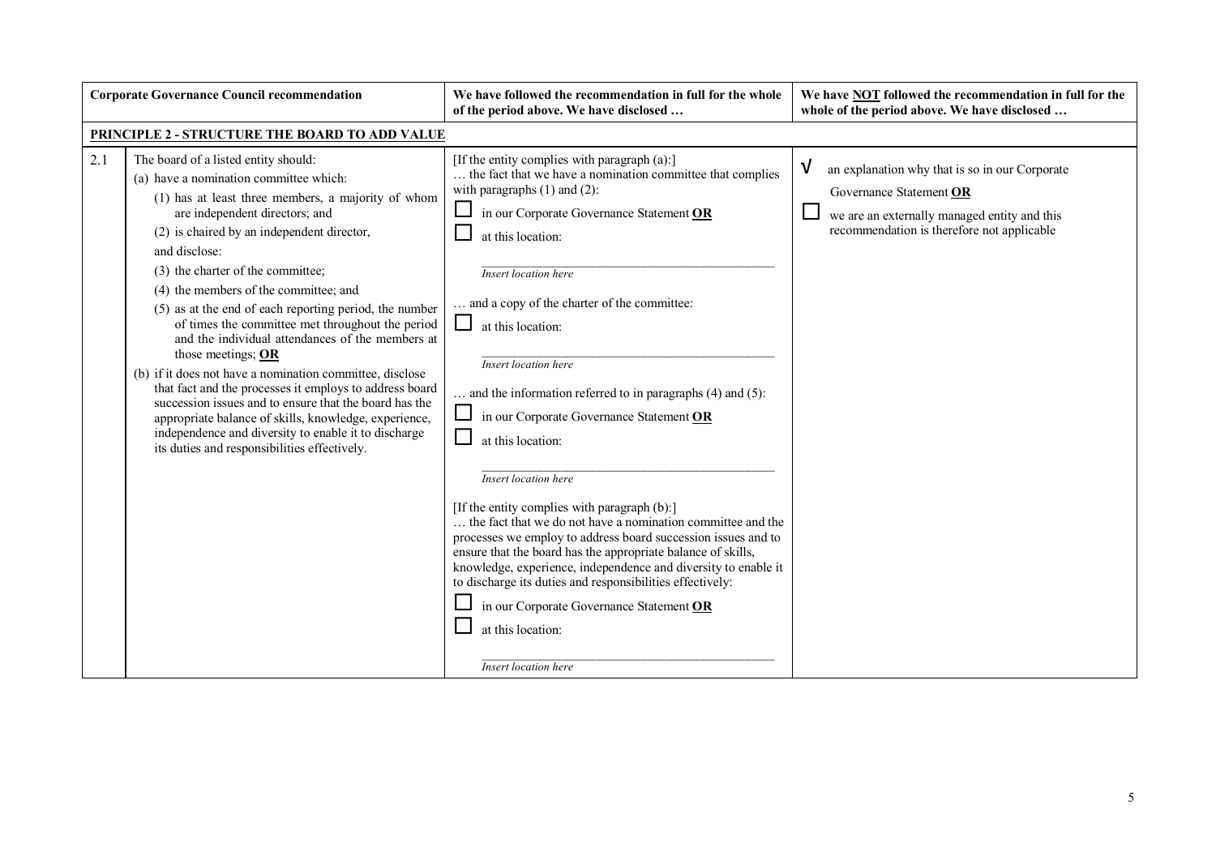| | Corporate Governance Council recommendation | We have followed the recommendation in full for the whole of the period above. We have disclosed … | We have NOT followed the recommendation in full for the whole of the period above. We have disclosed … |
|---|---|---|---|
| **PRINCIPLE 2 - STRUCTURE THE BOARD TO ADD VALUE** | | | |
| 2.1 | The board of a listed entity should:<br>(a) have a nomination committee which:<br>(1) has at least three members, a majority of whom are independent directors; and<br>(2) is chaired by an independent director,<br>and disclose:<br>(3) the charter of the committee;<br>(4) the members of the committee; and<br>(5) as at the end of each reporting period, the number of times the committee met throughout the period and the individual attendances of the members at those meetings; **OR**<br>(b) if it does not have a nomination committee, disclose that fact and the processes it employs to address board succession issues and to ensure that the board has the appropriate balance of skills, knowledge, experience, independence and diversity to enable it to discharge its duties and responsibilities effectively. | [If the entity complies with paragraph (a):]<br>… the fact that we have a nomination committee that complies with paragraphs (1) and (2):<br>☐ in our Corporate Governance Statement **OR**<br>☐ at this location:<br>*Insert location here*<br>… and a copy of the charter of the committee:<br>☐ at this location:<br>*Insert location here*<br>… and the information referred to in paragraphs (4) and (5):<br>☐ in our Corporate Governance Statement **OR**<br>☐ at this location:<br>*Insert location here*<br>[If the entity complies with paragraph (b):]<br>… the fact that we do not have a nomination committee and the processes we employ to address board succession issues and to ensure that the board has the appropriate balance of skills, knowledge, experience, independence and diversity to enable it to discharge its duties and responsibilities effectively:<br>☐ in our Corporate Governance Statement **OR**<br>☐ at this location:<br>*Insert location here* | √ an explanation why that is so in our Corporate Governance Statement **OR**<br>☐ we are an externally managed entity and this recommendation is therefore not applicable |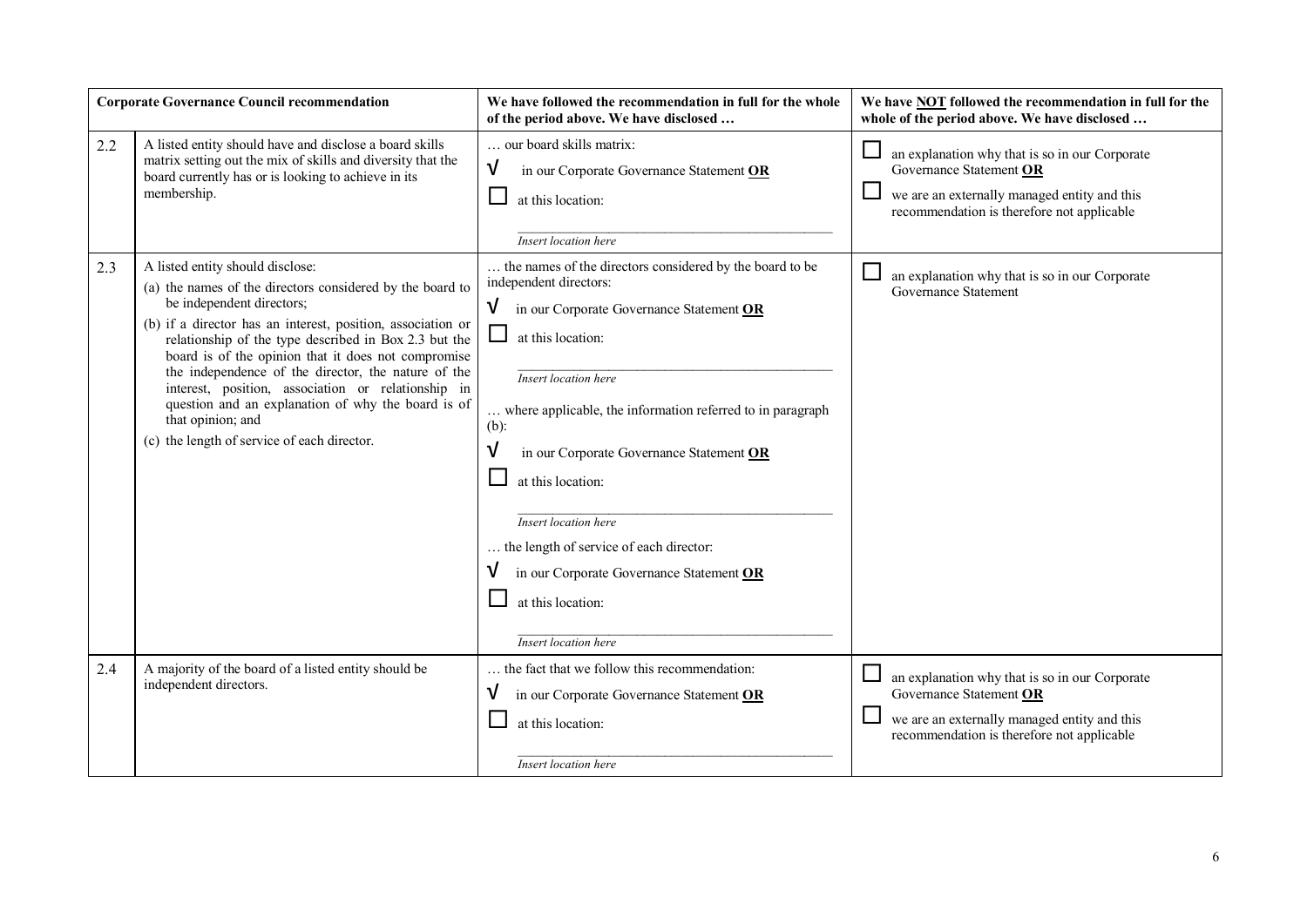| | Corporate Governance Council recommendation | We have followed the recommendation in full for the whole of the period above. We have disclosed … | We have NOT followed the recommendation in full for the whole of the period above. We have disclosed … |
|---|---|---|---|
| 2.2 | A listed entity should have and disclose a board skills matrix setting out the mix of skills and diversity that the board currently has or is looking to achieve in its membership. | … our board skills matrix:<br>√ in our Corporate Governance Statement **OR**<br>☐ at this location:<br>_____________<br>*Insert location here* | ☐ an explanation why that is so in our Corporate Governance Statement **OR**<br>☐ we are an externally managed entity and this recommendation is therefore not applicable |
| 2.3 | A listed entity should disclose:<br>(a) the names of the directors considered by the board to be independent directors;<br>(b) if a director has an interest, position, association or relationship of the type described in Box 2.3 but the board is of the opinion that it does not compromise the independence of the director, the nature of the interest, position, association or relationship in question and an explanation of why the board is of that opinion; and<br>(c) the length of service of each director. | … the names of the directors considered by the board to be independent directors:<br>√ in our Corporate Governance Statement **OR**<br>☐ at this location:<br>_____________<br>*Insert location here*<br>… where applicable, the information referred to in paragraph (b):<br>√ in our Corporate Governance Statement **OR**<br>☐ at this location:<br>_____________<br>*Insert location here*<br>… the length of service of each director:<br>√ in our Corporate Governance Statement **OR**<br>☐ at this location:<br>_____________<br>*Insert location here* | ☐ an explanation why that is so in our Corporate Governance Statement |
| 2.4 | A majority of the board of a listed entity should be independent directors. | … the fact that we follow this recommendation:<br>√ in our Corporate Governance Statement **OR**<br>☐ at this location:<br>_____________<br>*Insert location here* | ☐ an explanation why that is so in our Corporate Governance Statement **OR**<br>☐ we are an externally managed entity and this recommendation is therefore not applicable |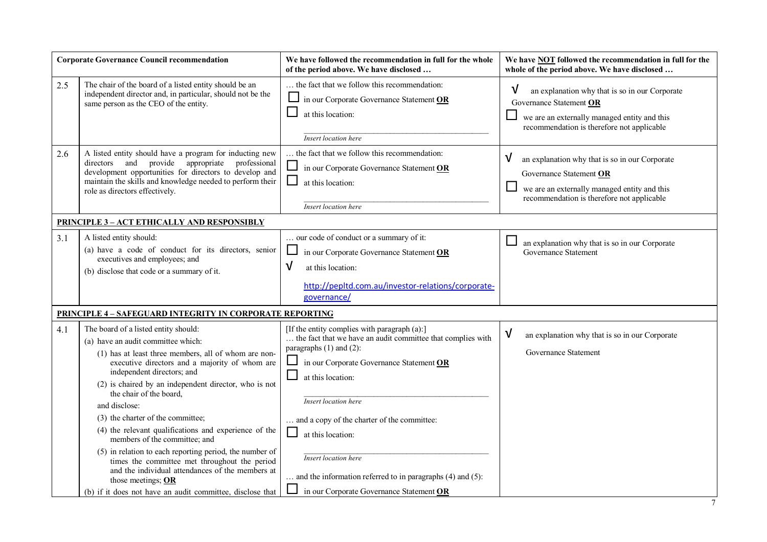| | Corporate Governance Council recommendation | We have followed the recommendation in full for the whole of the period above. We have disclosed … | We have NOT followed the recommendation in full for the whole of the period above. We have disclosed … |
|---|---|---|---|
| 2.5 | The chair of the board of a listed entity should be an independent director and, in particular, should not be the same person as the CEO of the entity. | … the fact that we follow this recommendation:<br>☐ in our Corporate Governance Statement **OR**<br>☐ at this location:<br>_Insert location here_ | √ an explanation why that is so in our Corporate Governance Statement **OR**<br>☐ we are an externally managed entity and this recommendation is therefore not applicable |
| 2.6 | A listed entity should have a program for inducting new directors and provide appropriate professional development opportunities for directors to develop and maintain the skills and knowledge needed to perform their role as directors effectively. | … the fact that we follow this recommendation:<br>☐ in our Corporate Governance Statement **OR**<br>☐ at this location:<br>_Insert location here_ | √ an explanation why that is so in our Corporate Governance Statement **OR**<br>☐ we are an externally managed entity and this recommendation is therefore not applicable |
| **PRINCIPLE 3 – ACT ETHICALLY AND RESPONSIBLY** | | | |
| 3.1 | A listed entity should:<br>(a) have a code of conduct for its directors, senior executives and employees; and<br>(b) disclose that code or a summary of it. | … our code of conduct or a summary of it:<br>☐ in our Corporate Governance Statement **OR**<br>√ at this location:<br>http://pepltd.com.au/investor-relations/corporate-governance/ | ☐ an explanation why that is so in our Corporate Governance Statement |
| **PRINCIPLE 4 – SAFEGUARD INTEGRITY IN CORPORATE REPORTING** | | | |
| 4.1 | The board of a listed entity should:<br>(a) have an audit committee which:<br>(1) has at least three members, all of whom are non-executive directors and a majority of whom are independent directors; and<br>(2) is chaired by an independent director, who is not the chair of the board,<br>and disclose:<br>(3) the charter of the committee;<br>(4) the relevant qualifications and experience of the members of the committee; and<br>(5) in relation to each reporting period, the number of times the committee met throughout the period and the individual attendances of the members at those meetings; **OR**<br>(b) if it does not have an audit committee, disclose that | [If the entity complies with paragraph (a):]<br>… the fact that we have an audit committee that complies with paragraphs (1) and (2):<br>☐ in our Corporate Governance Statement **OR**<br>☐ at this location:<br>_Insert location here_<br>… and a copy of the charter of the committee:<br>☐ at this location:<br>_Insert location here_<br>… and the information referred to in paragraphs (4) and (5):<br>☐ in our Corporate Governance Statement **OR** | √ an explanation why that is so in our Corporate Governance Statement |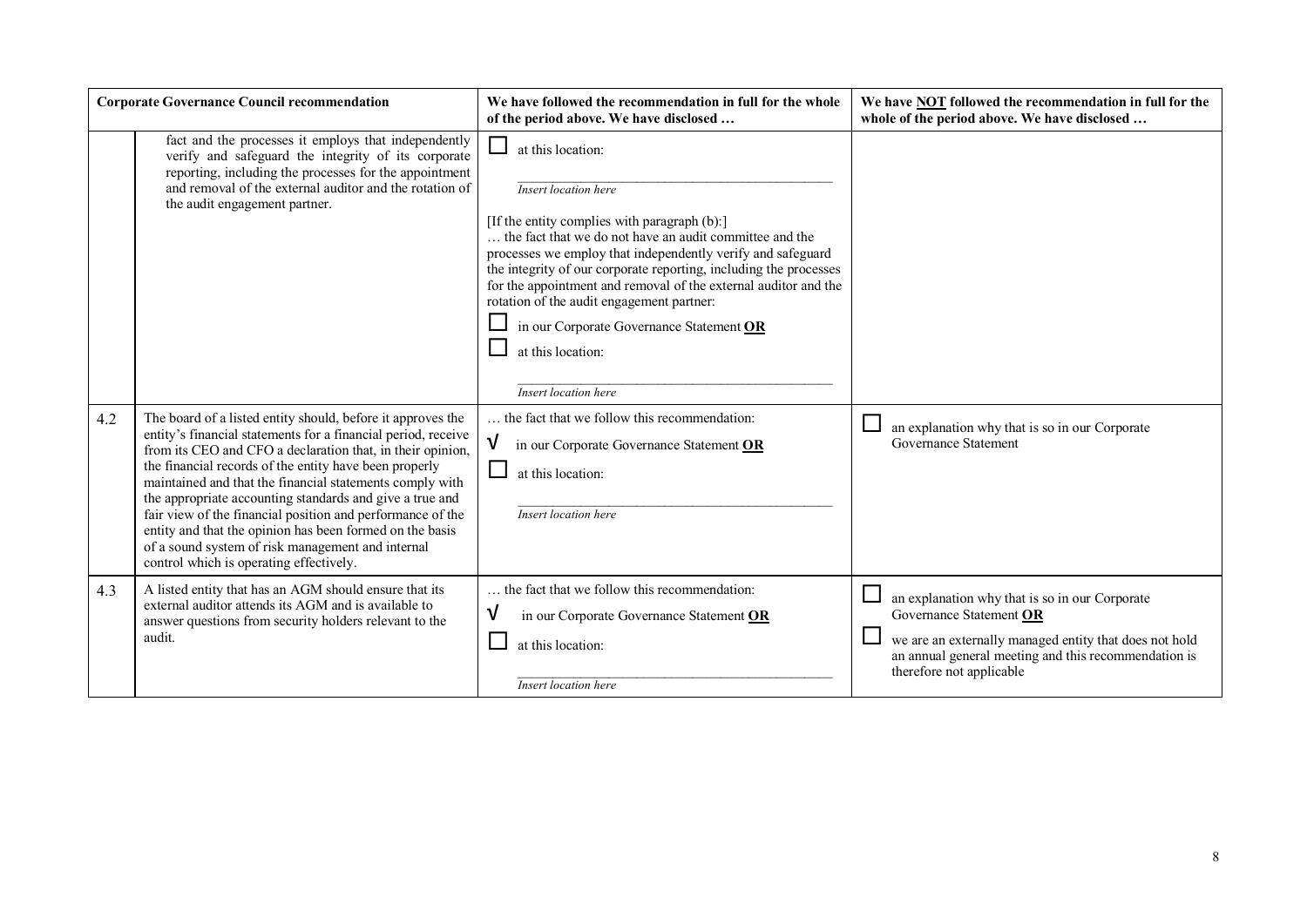| Corporate Governance Council recommendation | | We have followed the recommendation in full for the whole of the period above. We have disclosed … | We have NOT followed the recommendation in full for the whole of the period above. We have disclosed … |
|---|---|---|---|
| | fact and the processes it employs that independently verify and safeguard the integrity of its corporate reporting, including the processes for the appointment and removal of the external auditor and the rotation of the audit engagement partner. | ☐ at this location: <br> _Insert location here_ <br> [If the entity complies with paragraph (b):] <br> … the fact that we do not have an audit committee and the processes we employ that independently verify and safeguard the integrity of our corporate reporting, including the processes for the appointment and removal of the external auditor and the rotation of the audit engagement partner: <br> ☐ in our Corporate Governance Statement **OR** <br> ☐ at this location: <br> _Insert location here_ | |
| 4.2 | The board of a listed entity should, before it approves the entity's financial statements for a financial period, receive from its CEO and CFO a declaration that, in their opinion, the financial records of the entity have been properly maintained and that the financial statements comply with the appropriate accounting standards and give a true and fair view of the financial position and performance of the entity and that the opinion has been formed on the basis of a sound system of risk management and internal control which is operating effectively. | … the fact that we follow this recommendation: <br> √ in our Corporate Governance Statement **OR** <br> ☐ at this location: <br> _Insert location here_ | ☐ an explanation why that is so in our Corporate Governance Statement |
| 4.3 | A listed entity that has an AGM should ensure that its external auditor attends its AGM and is available to answer questions from security holders relevant to the audit. | … the fact that we follow this recommendation: <br> √ in our Corporate Governance Statement **OR** <br> ☐ at this location: <br> _Insert location here_ | ☐ an explanation why that is so in our Corporate Governance Statement **OR** <br> ☐ we are an externally managed entity that does not hold an annual general meeting and this recommendation is therefore not applicable |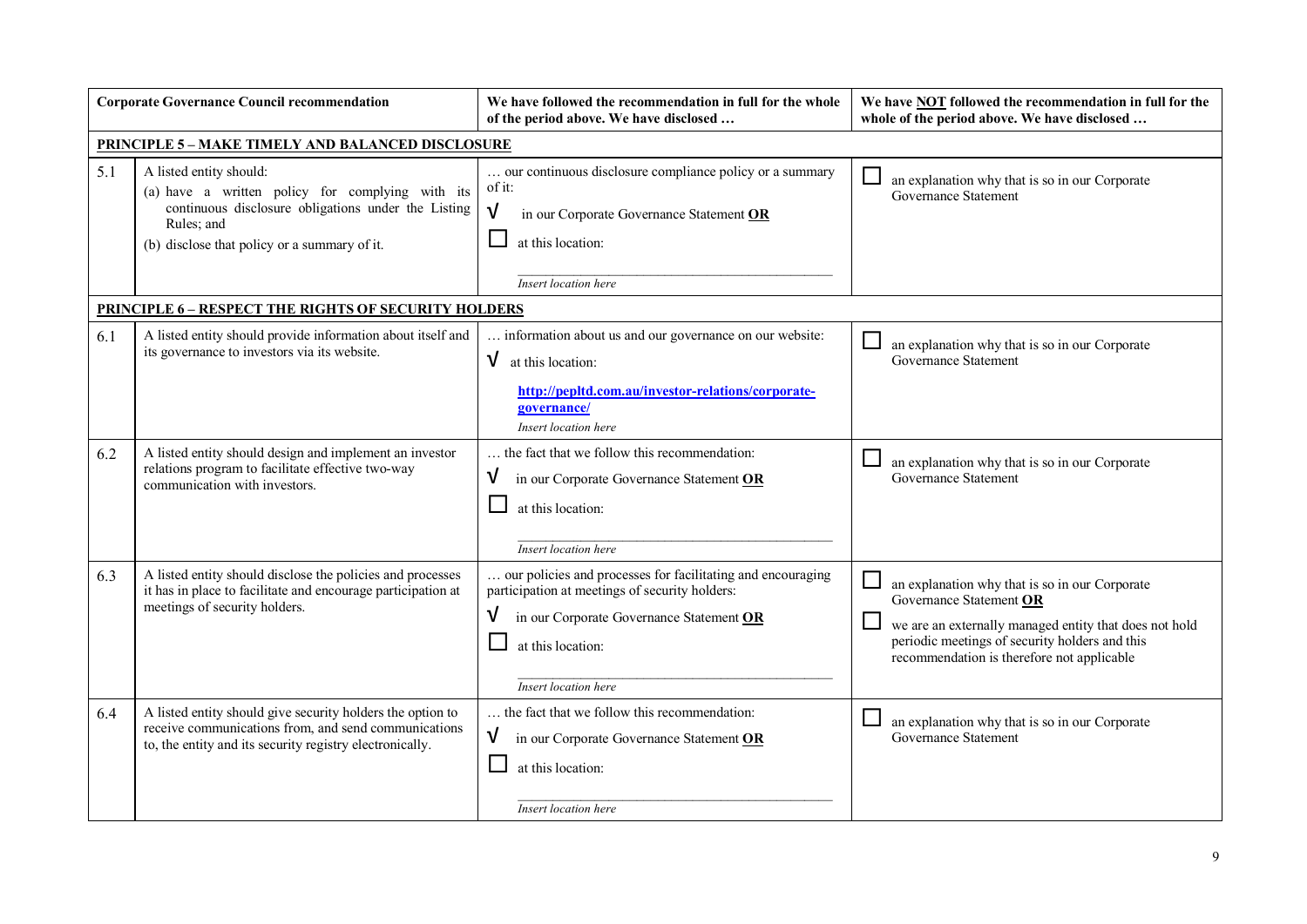| Corporate Governance Council recommendation | | We have followed the recommendation in full for the whole of the period above. We have disclosed … | We have NOT followed the recommendation in full for the whole of the period above. We have disclosed … |
|---|---|---|---|
| **PRINCIPLE 5 – MAKE TIMELY AND BALANCED DISCLOSURE** | | | |
| 5.1 | A listed entity should:<br>(a) have a written policy for complying with its continuous disclosure obligations under the Listing Rules; and<br>(b) disclose that policy or a summary of it. | … our continuous disclosure compliance policy or a summary of it:<br>√ in our Corporate Governance Statement **OR**<br>☐ at this location:<br>\_\_\_\_\_\_\_\_\_\_\_\_\_\_\_\_\_\_\_\_<br>*Insert location here* | ☐ an explanation why that is so in our Corporate Governance Statement |
| **PRINCIPLE 6 – RESPECT THE RIGHTS OF SECURITY HOLDERS** | | | |
| 6.1 | A listed entity should provide information about itself and its governance to investors via its website. | … information about us and our governance on our website:<br>√ at this location:<br>[http://pepltd.com.au/investor-relations/corporate-governance/](http://pepltd.com.au/investor-relations/corporate-governance/)<br>*Insert location here* | ☐ an explanation why that is so in our Corporate Governance Statement |
| 6.2 | A listed entity should design and implement an investor relations program to facilitate effective two-way communication with investors. | … the fact that we follow this recommendation:<br>√ in our Corporate Governance Statement **OR**<br>☐ at this location:<br>\_\_\_\_\_\_\_\_\_\_\_\_\_\_\_\_\_\_\_\_<br>*Insert location here* | ☐ an explanation why that is so in our Corporate Governance Statement |
| 6.3 | A listed entity should disclose the policies and processes it has in place to facilitate and encourage participation at meetings of security holders. | … our policies and processes for facilitating and encouraging participation at meetings of security holders:<br>√ in our Corporate Governance Statement **OR**<br>☐ at this location:<br>\_\_\_\_\_\_\_\_\_\_\_\_\_\_\_\_\_\_\_\_<br>*Insert location here* | ☐ an explanation why that is so in our Corporate Governance Statement **OR**<br>☐ we are an externally managed entity that does not hold periodic meetings of security holders and this recommendation is therefore not applicable |
| 6.4 | A listed entity should give security holders the option to receive communications from, and send communications to, the entity and its security registry electronically. | … the fact that we follow this recommendation:<br>√ in our Corporate Governance Statement **OR**<br>☐ at this location:<br>\_\_\_\_\_\_\_\_\_\_\_\_\_\_\_\_\_\_\_\_<br>*Insert location here* | ☐ an explanation why that is so in our Corporate Governance Statement |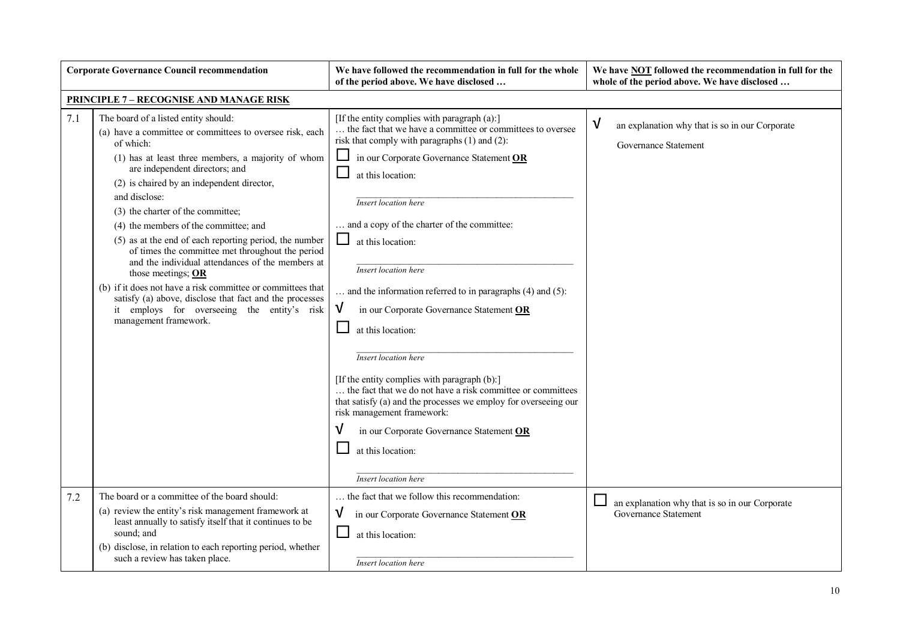| | Corporate Governance Council recommendation | We have followed the recommendation in full for the whole of the period above. We have disclosed … | We have **NOT** followed the recommendation in full for the whole of the period above. We have disclosed … |
|---|---|---|---|
| **PRINCIPLE 7 – RECOGNISE AND MANAGE RISK** | | | |
| 7.1 | The board of a listed entity should:<br>(a) have a committee or committees to oversee risk, each of which:<br>(1) has at least three members, a majority of whom are independent directors; and<br>(2) is chaired by an independent director,<br>and disclose:<br>(3) the charter of the committee;<br>(4) the members of the committee; and<br>(5) as at the end of each reporting period, the number of times the committee met throughout the period and the individual attendances of the members at those meetings; **OR**<br>(b) if it does not have a risk committee or committees that satisfy (a) above, disclose that fact and the processes it employs for overseeing the entity's risk management framework. | [If the entity complies with paragraph (a):]<br>… the fact that we have a committee or committees to oversee risk that comply with paragraphs (1) and (2):<br>☐ in our Corporate Governance Statement **OR**<br>☐ at this location:<br>_Insert location here_<br>… and a copy of the charter of the committee:<br>☐ at this location:<br>_Insert location here_<br>… and the information referred to in paragraphs (4) and (5):<br>√ in our Corporate Governance Statement **OR**<br>☐ at this location:<br>_Insert location here_<br>[If the entity complies with paragraph (b):]<br>… the fact that we do not have a risk committee or committees that satisfy (a) and the processes we employ for overseeing our risk management framework:<br>√ in our Corporate Governance Statement **OR**<br>☐ at this location:<br>_Insert location here_ | √ an explanation why that is so in our Corporate Governance Statement |
| 7.2 | The board or a committee of the board should:<br>(a) review the entity's risk management framework at least annually to satisfy itself that it continues to be sound; and<br>(b) disclose, in relation to each reporting period, whether such a review has taken place. | … the fact that we follow this recommendation:<br>√ in our Corporate Governance Statement **OR**<br>☐ at this location:<br>_Insert location here_ | ☐ an explanation why that is so in our Corporate Governance Statement |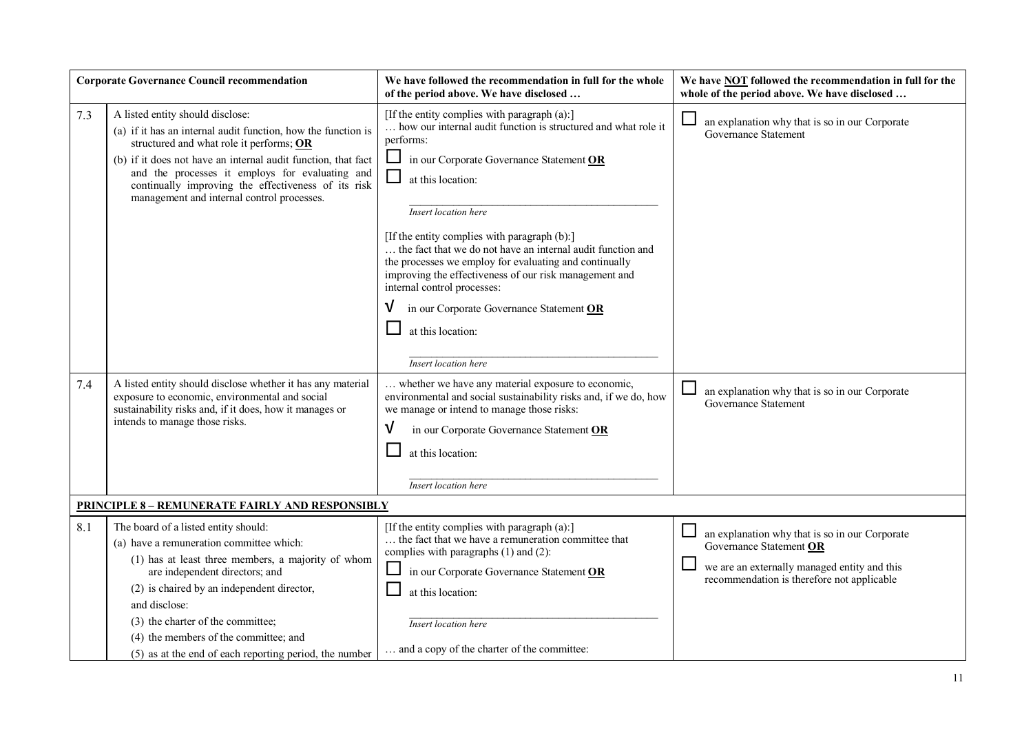| | Corporate Governance Council recommendation | We have followed the recommendation in full for the whole of the period above. We have disclosed … | We have NOT followed the recommendation in full for the whole of the period above. We have disclosed … |
|---|---|---|---|
| 7.3 | A listed entity should disclose:<br>(a) if it has an internal audit function, how the function is structured and what role it performs; **OR**<br>(b) if it does not have an internal audit function, that fact and the processes it employs for evaluating and continually improving the effectiveness of its risk management and internal control processes. | [If the entity complies with paragraph (a):]<br>… how our internal audit function is structured and what role it performs:<br>☐ in our Corporate Governance Statement **OR**<br>☐ at this location:<br>*Insert location here*<br><br>[If the entity complies with paragraph (b):]<br>… the fact that we do not have an internal audit function and the processes we employ for evaluating and continually improving the effectiveness of our risk management and internal control processes:<br>√ in our Corporate Governance Statement **OR**<br>☐ at this location:<br>*Insert location here* | ☐ an explanation why that is so in our Corporate Governance Statement |
| 7.4 | A listed entity should disclose whether it has any material exposure to economic, environmental and social sustainability risks and, if it does, how it manages or intends to manage those risks. | … whether we have any material exposure to economic, environmental and social sustainability risks and, if we do, how we manage or intend to manage those risks:<br>√ in our Corporate Governance Statement **OR**<br>☐ at this location:<br>*Insert location here* | ☐ an explanation why that is so in our Corporate Governance Statement |
| **PRINCIPLE 8 – REMUNERATE FAIRLY AND RESPONSIBLY** | | | |
| 8.1 | The board of a listed entity should:<br>(a) have a remuneration committee which:<br>(1) has at least three members, a majority of whom are independent directors; and<br>(2) is chaired by an independent director,<br>and disclose:<br>(3) the charter of the committee;<br>(4) the members of the committee; and<br>(5) as at the end of each reporting period, the number | [If the entity complies with paragraph (a):]<br>… the fact that we have a remuneration committee that complies with paragraphs (1) and (2):<br>☐ in our Corporate Governance Statement **OR**<br>☐ at this location:<br>*Insert location here*<br><br>… and a copy of the charter of the committee: | ☐ an explanation why that is so in our Corporate Governance Statement **OR**<br>☐ we are an externally managed entity and this recommendation is therefore not applicable |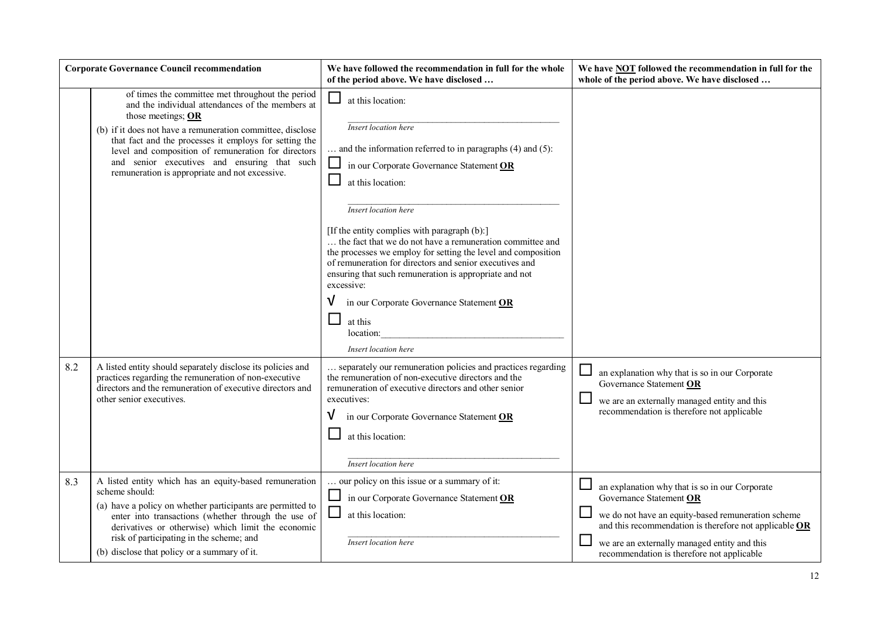| Corporate Governance Council recommendation | | We have followed the recommendation in full for the whole of the period above. We have disclosed … | We have NOT followed the recommendation in full for the whole of the period above. We have disclosed … |
|---|---|---|---|
| | of times the committee met throughout the period and the individual attendances of the members at those meetings; **OR**<br>(b) if it does not have a remuneration committee, disclose that fact and the processes it employs for setting the level and composition of remuneration for directors and senior executives and ensuring that such remuneration is appropriate and not excessive. | ☐ at this location:<br>_Insert location here_<br>… and the information referred to in paragraphs (4) and (5):<br>☐ in our Corporate Governance Statement **OR**<br>☐ at this location:<br>_Insert location here_<br>[If the entity complies with paragraph (b):]<br>… the fact that we do not have a remuneration committee and the processes we employ for setting the level and composition of remuneration for directors and senior executives and ensuring that such remuneration is appropriate and not excessive:<br>√ in our Corporate Governance Statement **OR**<br>☐ at this location:<br>_Insert location here_ | |
| 8.2 | A listed entity should separately disclose its policies and practices regarding the remuneration of non-executive directors and the remuneration of executive directors and other senior executives. | … separately our remuneration policies and practices regarding the remuneration of non-executive directors and the remuneration of executive directors and other senior executives:<br>√ in our Corporate Governance Statement **OR**<br>☐ at this location:<br>_Insert location here_ | ☐ an explanation why that is so in our Corporate Governance Statement **OR**<br>☐ we are an externally managed entity and this recommendation is therefore not applicable |
| 8.3 | A listed entity which has an equity-based remuneration scheme should:<br>(a) have a policy on whether participants are permitted to enter into transactions (whether through the use of derivatives or otherwise) which limit the economic risk of participating in the scheme; and<br>(b) disclose that policy or a summary of it. | … our policy on this issue or a summary of it:<br>☐ in our Corporate Governance Statement **OR**<br>☐ at this location:<br>_Insert location here_ | ☐ an explanation why that is so in our Corporate Governance Statement **OR**<br>☐ we do not have an equity-based remuneration scheme and this recommendation is therefore not applicable **OR**<br>☐ we are an externally managed entity and this recommendation is therefore not applicable |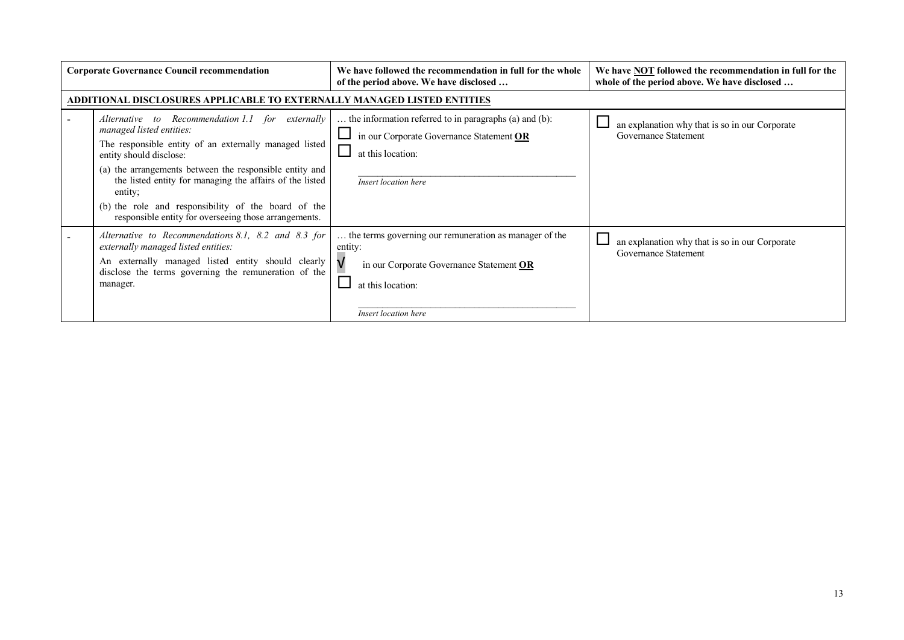| | Corporate Governance Council recommendation | We have followed the recommendation in full for the whole of the period above. We have disclosed … | We have NOT followed the recommendation in full for the whole of the period above. We have disclosed … |
|---|---|---|---|
| **ADDITIONAL DISCLOSURES APPLICABLE TO EXTERNALLY MANAGED LISTED ENTITIES** | | | |
| - | *Alternative to Recommendation 1.1 for externally managed listed entities:*<br>The responsible entity of an externally managed listed entity should disclose:<br>(a) the arrangements between the responsible entity and the listed entity for managing the affairs of the listed entity;<br>(b) the role and responsibility of the board of the responsible entity for overseeing those arrangements. | … the information referred to in paragraphs (a) and (b):<br>☐ in our Corporate Governance Statement **OR**<br>☐ at this location:<br>______________________<br>*Insert location here* | ☐ an explanation why that is so in our Corporate Governance Statement |
| - | *Alternative to Recommendations 8.1, 8.2 and 8.3 for externally managed listed entities:*<br>An externally managed listed entity should clearly disclose the terms governing the remuneration of the manager. | … the terms governing our remuneration as manager of the entity:<br>√ in our Corporate Governance Statement **OR**<br>☐ at this location:<br>______________________<br>*Insert location here* | ☐ an explanation why that is so in our Corporate Governance Statement |